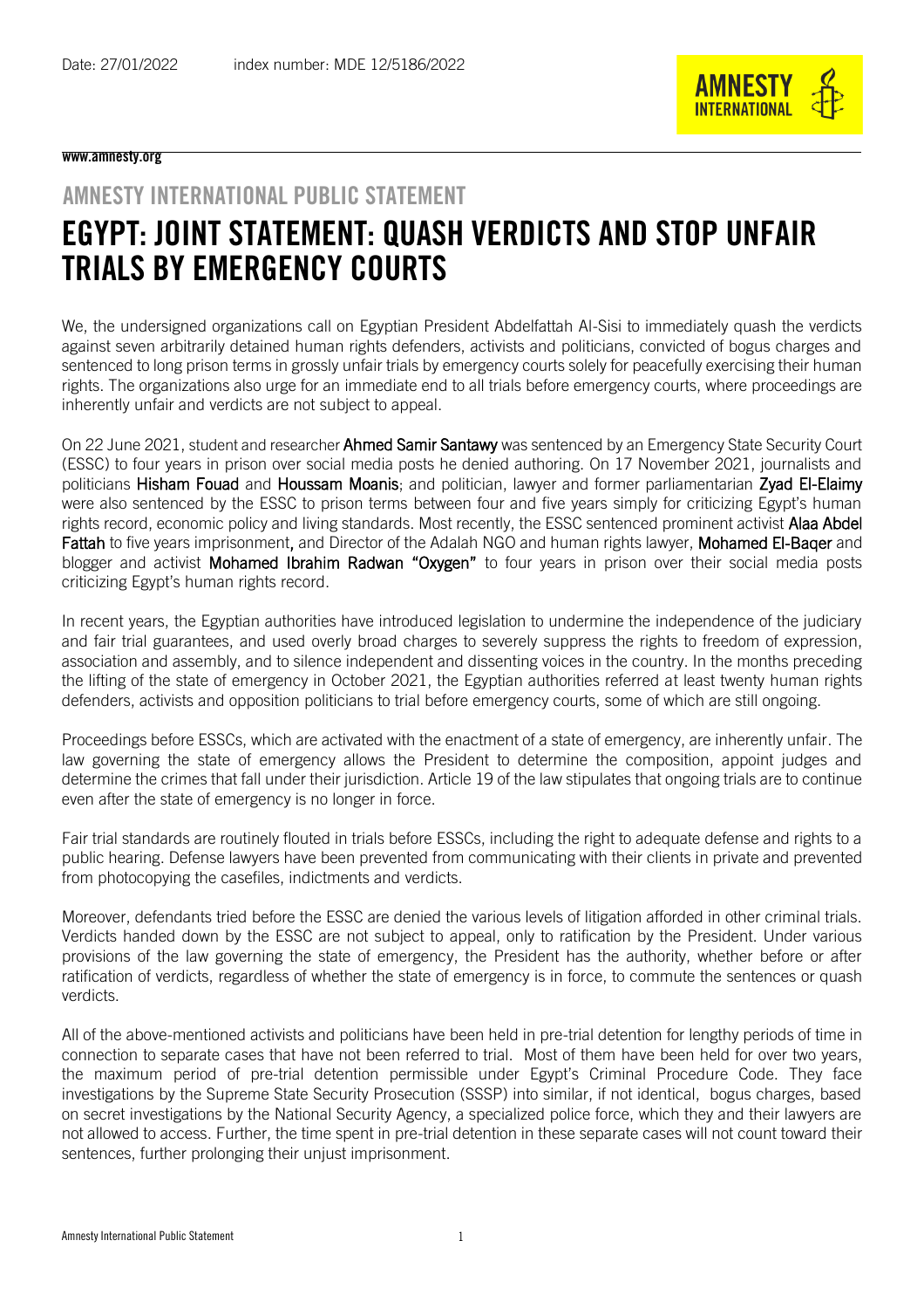Date: 27/01/2022 index number: MDE 12/5186/2022

www.amnesty.org

## AMNESTY INTERNATIONAL PUBLIC STATEMENT

# EGYPT: JOINT STATEMENT: QUASH VERDICTS AND STOP UNFAIR TRIALS BY EMERGENCY COURTS

We, the undersigned organizations call on Egyptian President Abdelfattah Al-Sisi to immediately quash the verdicts against seven arbitrarily detained human rights defenders, activists and politicians, convicted of bogus charges and sentenced to long prison terms in grossly unfair trials by emergency courts solely for peacefully exercising their human rights. The organizations also urge for an immediate end to all trials before emergency courts, where proceedings are inherently unfair and verdicts are not subject to appeal.

On 22 June 2021, student and researcher **Ahmed Samir Santawy** was sentenced by an Emergency State Security Court (ESSC) to four years in prison over social media posts he denied authoring. On 17 November 2021, journalists and politicians **Hisham Fouad** and **Houssam Moanis**; and politician, lawyer and former parliamentarian **Zyad El-Elaimy** were also sentenced by the ESSC to prison terms between four and five years simply for criticizing Egypt's human rights record, economic policy and living standards. Most recently, the ESSC sentenced prominent activist **Alaa Abdel Fattah** to five years imprisonment, and Director of the Adalah NGO and human rights lawyer, **Mohamed El-Baqer** and blogger and activist **Mohamed Ibrahim Radwan "Oxygen"** to four years in prison over their social media posts criticizing Egypt's human rights record.

In recent years, the Egyptian authorities have introduced legislation to undermine the independence of the judiciary and fair trial guarantees, and used overly broad charges to severely suppress the rights to freedom of expression, association and assembly, and to silence independent and dissenting voices in the country. In the months preceding the lifting of the state of emergency in October 2021, the Egyptian authorities referred at least twenty human rights defenders, activists and opposition politicians to trial before emergency courts, some of which are still ongoing.

Proceedings before ESSCs, which are activated with the enactment of a state of emergency, are inherently unfair. The law governing the state of emergency allows the President to determine the composition, appoint judges and determine the crimes that fall under their jurisdiction. Article 19 of the law stipulates that ongoing trials are to continue even after the state of emergency is no longer in force.

Fair trial standards are routinely flouted in trials before ESSCs, including the right to adequate defense and rights to a public hearing. Defense lawyers have been prevented from communicating with their clients in private and prevented from photocopying the casefiles, indictments and verdicts.

Moreover, defendants tried before the ESSC are denied the various levels of litigation afforded in other criminal trials. Verdicts handed down by the ESSC are not subject to appeal, only to ratification by the President. Under various provisions of the law governing the state of emergency, the President has the authority, whether before or after ratification of verdicts, regardless of whether the state of emergency is in force, to commute the sentences or quash verdicts.

All of the above-mentioned activists and politicians have been held in pre-trial detention for lengthy periods of time in connection to separate cases that have not been referred to trial. Most of them have been held for over two years, the maximum period of pre-trial detention permissible under Egypt's Criminal Procedure Code. They face investigations by the Supreme State Security Prosecution (SSSP) into similar, if not identical, bogus charges, based on secret investigations by the National Security Agency, a specialized police force, which they and their lawyers are not allowed to access. Further, the time spent in pre-trial detention in these separate cases will not count toward their sentences, further prolonging their unjust imprisonment.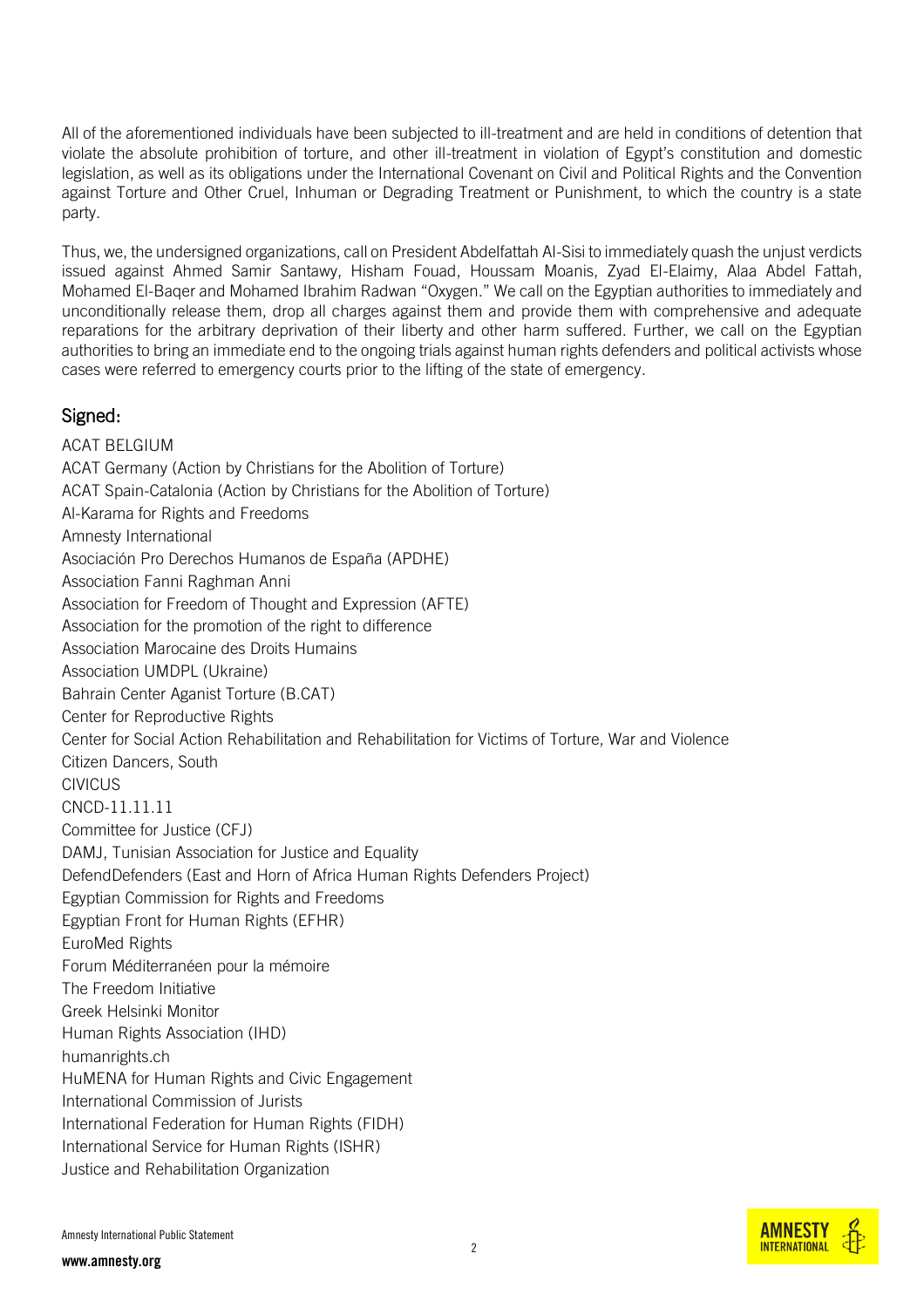All of the aforementioned individuals have been subjected to ill-treatment and are held in conditions of detention that violate the absolute prohibition of torture, and other ill-treatment in violation of Egypt's constitution and domestic legislation, as well as its obligations under the International Covenant on Civil and Political Rights and the Convention against Torture and Other Cruel, Inhuman or Degrading Treatment or Punishment, to which the country is a state party.

Thus, we, the undersigned organizations, call on President Abdelfattah Al-Sisi to immediately quash the unjust verdicts issued against Ahmed Samir Santawy, Hisham Fouad, Houssam Moanis, Zyad El-Elaimy, Alaa Abdel Fattah, Mohamed El-Baqer and Mohamed Ibrahim Radwan "Oxygen." We call on the Egyptian authorities to immediately and unconditionally release them, drop all charges against them and provide them with comprehensive and adequate reparations for the arbitrary deprivation of their liberty and other harm suffered. Further, we call on the Egyptian authorities to bring an immediate end to the ongoing trials against human rights defenders and political activists whose cases were referred to emergency courts prior to the lifting of the state of emergency.

## Signed:

ACAT BELGIUM
ACAT Germany (Action by Christians for the Abolition of Torture)
ACAT Spain-Catalonia (Action by Christians for the Abolition of Torture)
Al-Karama for Rights and Freedoms
Amnesty International
Asociación Pro Derechos Humanos de España (APDHE)
Association Fanni Raghman Anni
Association for Freedom of Thought and Expression (AFTE)
Association for the promotion of the right to difference
Association Marocaine des Droits Humains
Association UMDPL (Ukraine)
Bahrain Center Aganist Torture (B.CAT)
Center for Reproductive Rights
Center for Social Action Rehabilitation and Rehabilitation for Victims of Torture, War and Violence
Citizen Dancers, South
CIVICUS
CNCD-11.11.11
Committee for Justice (CFJ)
DAMJ, Tunisian Association for Justice and Equality
DefendDefenders (East and Horn of Africa Human Rights Defenders Project)
Egyptian Commission for Rights and Freedoms
Egyptian Front for Human Rights (EFHR)
EuroMed Rights
Forum Méditerranéen pour la mémoire
The Freedom Initiative
Greek Helsinki Monitor
Human Rights Association (IHD)
humanrights.ch
HuMENA for Human Rights and Civic Engagement
International Commission of Jurists
International Federation for Human Rights (FIDH)
International Service for Human Rights (ISHR)
Justice and Rehabilitation Organization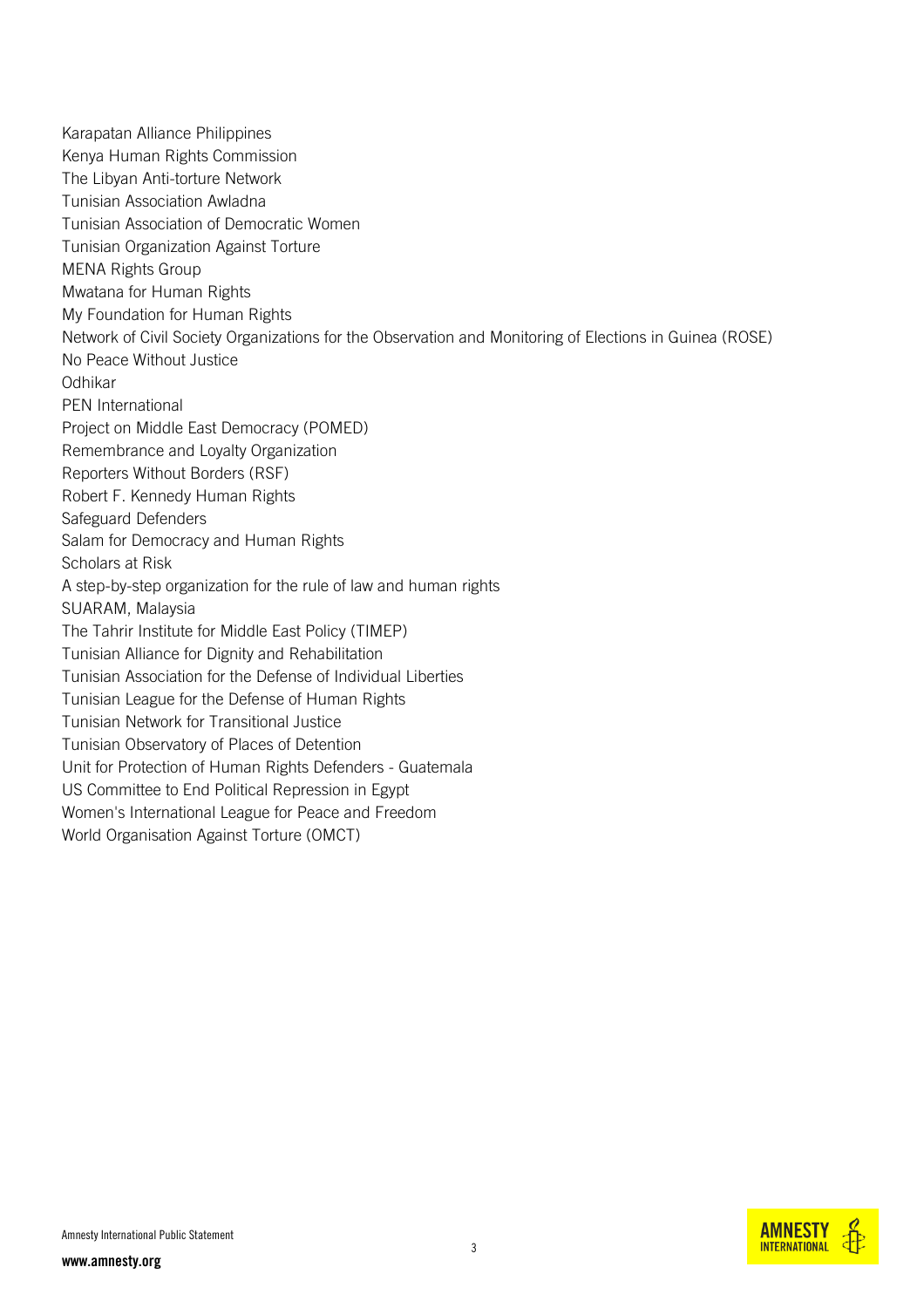Karapatan Alliance Philippines
Kenya Human Rights Commission
The Libyan Anti-torture Network
Tunisian Association Awladna
Tunisian Association of Democratic Women
Tunisian Organization Against Torture
MENA Rights Group
Mwatana for Human Rights
My Foundation for Human Rights
Network of Civil Society Organizations for the Observation and Monitoring of Elections in Guinea (ROSE)
No Peace Without Justice
Odhikar
PEN International
Project on Middle East Democracy (POMED)
Remembrance and Loyalty Organization
Reporters Without Borders (RSF)
Robert F. Kennedy Human Rights
Safeguard Defenders
Salam for Democracy and Human Rights
Scholars at Risk
A step-by-step organization for the rule of law and human rights
SUARAM, Malaysia
The Tahrir Institute for Middle East Policy (TIMEP)
Tunisian Alliance for Dignity and Rehabilitation
Tunisian Association for the Defense of Individual Liberties
Tunisian League for the Defense of Human Rights
Tunisian Network for Transitional Justice
Tunisian Observatory of Places of Detention
Unit for Protection of Human Rights Defenders - Guatemala
US Committee to End Political Repression in Egypt
Women's International League for Peace and Freedom
World Organisation Against Torture (OMCT)